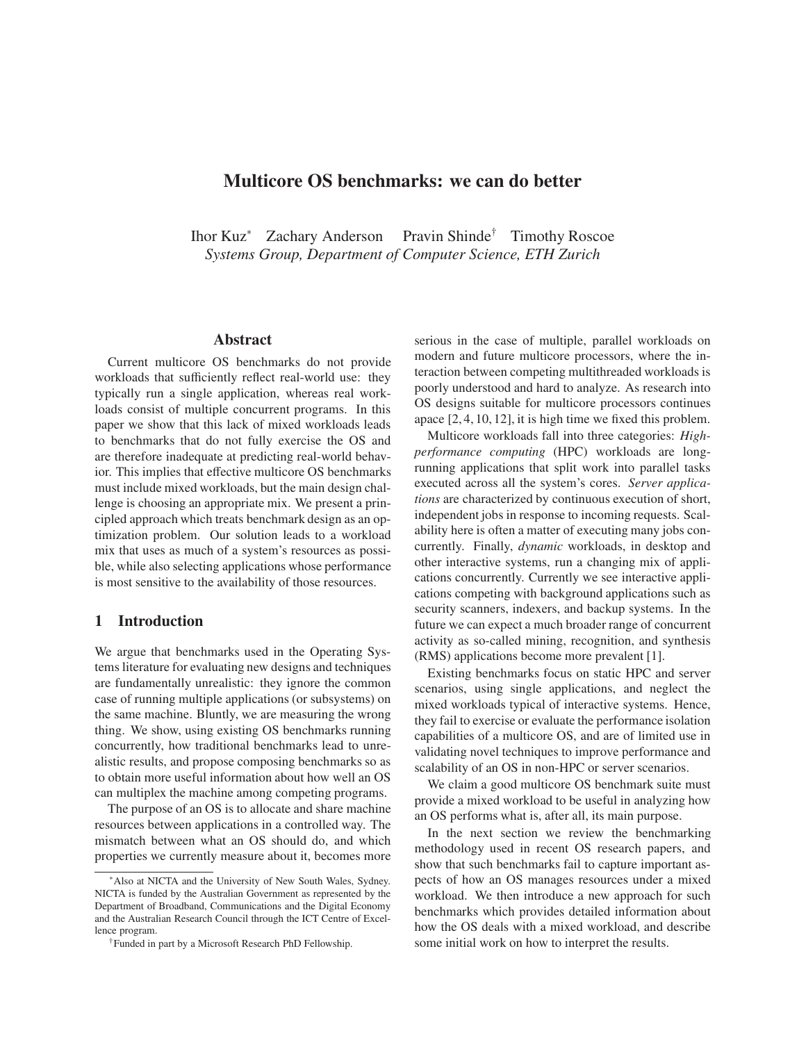# Multicore OS benchmarks: we can do better

Ihor Kuz* Zachary Anderson Pravin Shinde† Timothy Roscoe
*Systems Group, Department of Computer Science, ETH Zurich*

## Abstract

Current multicore OS benchmarks do not provide workloads that sufficiently reflect real-world use: they typically run a single application, whereas real workloads consist of multiple concurrent programs. In this paper we show that this lack of mixed workloads leads to benchmarks that do not fully exercise the OS and are therefore inadequate at predicting real-world behavior. This implies that effective multicore OS benchmarks must include mixed workloads, but the main design challenge is choosing an appropriate mix. We present a principled approach which treats benchmark design as an optimization problem. Our solution leads to a workload mix that uses as much of a system's resources as possible, while also selecting applications whose performance is most sensitive to the availability of those resources.

## 1 Introduction

We argue that benchmarks used in the Operating Systems literature for evaluating new designs and techniques are fundamentally unrealistic: they ignore the common case of running multiple applications (or subsystems) on the same machine. Bluntly, we are measuring the wrong thing. We show, using existing OS benchmarks running concurrently, how traditional benchmarks lead to unrealistic results, and propose composing benchmarks so as to obtain more useful information about how well an OS can multiplex the machine among competing programs.

The purpose of an OS is to allocate and share machine resources between applications in a controlled way. The mismatch between what an OS should do, and which properties we currently measure about it, becomes more serious in the case of multiple, parallel workloads on modern and future multicore processors, where the interaction between competing multithreaded workloads is poorly understood and hard to analyze. As research into OS designs suitable for multicore processors continues apace [2, 4, 10, 12], it is high time we fixed this problem.

Multicore workloads fall into three categories: *High-performance computing* (HPC) workloads are long-running applications that split work into parallel tasks executed across all the system's cores. *Server applications* are characterized by continuous execution of short, independent jobs in response to incoming requests. Scalability here is often a matter of executing many jobs concurrently. Finally, *dynamic* workloads, in desktop and other interactive systems, run a changing mix of applications concurrently. Currently we see interactive applications competing with background applications such as security scanners, indexers, and backup systems. In the future we can expect a much broader range of concurrent activity as so-called mining, recognition, and synthesis (RMS) applications become more prevalent [1].

Existing benchmarks focus on static HPC and server scenarios, using single applications, and neglect the mixed workloads typical of interactive systems. Hence, they fail to exercise or evaluate the performance isolation capabilities of a multicore OS, and are of limited use in validating novel techniques to improve performance and scalability of an OS in non-HPC or server scenarios.

We claim a good multicore OS benchmark suite must provide a mixed workload to be useful in analyzing how an OS performs what is, after all, its main purpose.

In the next section we review the benchmarking methodology used in recent OS research papers, and show that such benchmarks fail to capture important aspects of how an OS manages resources under a mixed workload. We then introduce a new approach for such benchmarks which provides detailed information about how the OS deals with a mixed workload, and describe some initial work on how to interpret the results.

---

*Also at NICTA and the University of New South Wales, Sydney. NICTA is funded by the Australian Government as represented by the Department of Broadband, Communications and the Digital Economy and the Australian Research Council through the ICT Centre of Excellence program.

†Funded in part by a Microsoft Research PhD Fellowship.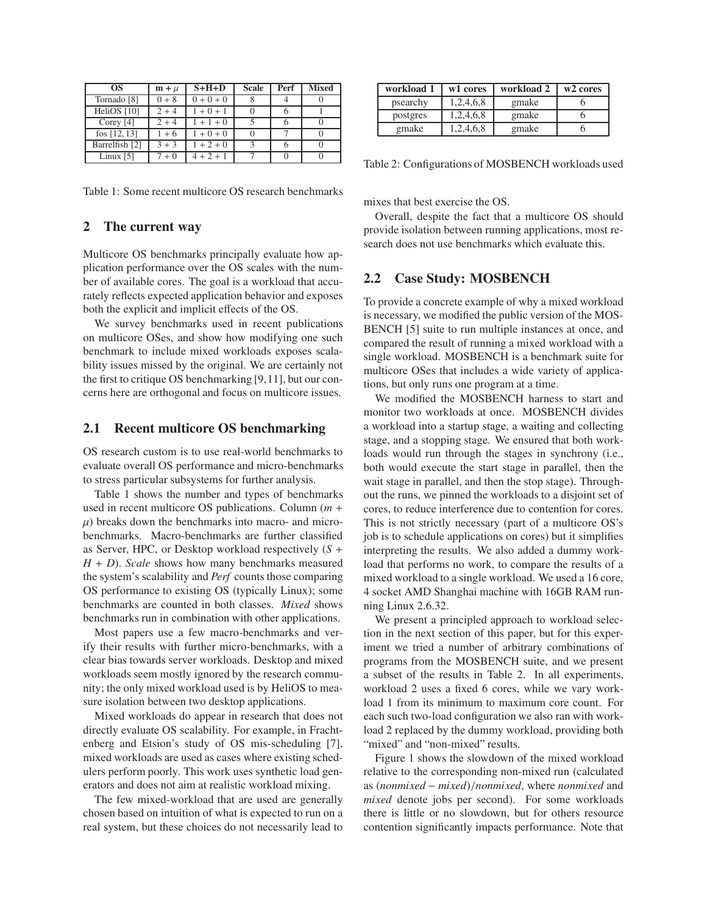| OS | m + $\mu$ | S+H+D | Scale | Perf | Mixed |
|---|---|---|---|---|---|
| Tornado [8] | 0 + 8 | 0 + 0 + 0 | 8 | 4 | 0 |
| HeliOS [10] | 2 + 4 | 1 + 0 + 1 | 0 | 6 | 1 |
| Corey [4] | 2 + 4 | 1 + 1 + 0 | 5 | 6 | 0 |
| fos [12, 13] | 1 + 6 | 1 + 0 + 0 | 0 | 7 | 0 |
| Barrelfish [2] | 3 + 3 | 1 + 2 + 0 | 3 | 6 | 0 |
| Linux [5] | 7 + 0 | 4 + 2 + 1 | 7 | 0 | 0 |

Table 1: Some recent multicore OS research benchmarks

## 2 The current way

Multicore OS benchmarks principally evaluate how application performance over the OS scales with the number of available cores. The goal is a workload that accurately reflects expected application behavior and exposes both the explicit and implicit effects of the OS.

We survey benchmarks used in recent publications on multicore OSes, and show how modifying one such benchmark to include mixed workloads exposes scalability issues missed by the original. We are certainly not the first to critique OS benchmarking [9,11], but our concerns here are orthogonal and focus on multicore issues.

### 2.1 Recent multicore OS benchmarking

OS research custom is to use real-world benchmarks to evaluate overall OS performance and micro-benchmarks to stress particular subsystems for further analysis.

Table 1 shows the number and types of benchmarks used in recent multicore OS publications. Column ($m + \mu$) breaks down the benchmarks into macro- and micro-benchmarks. Macro-benchmarks are further classified as Server, HPC, or Desktop workload respectively ($S + H + D$). *Scale* shows how many benchmarks measured the system's scalability and *Perf* counts those comparing OS performance to existing OS (typically Linux); some benchmarks are counted in both classes. *Mixed* shows benchmarks run in combination with other applications.

Most papers use a few macro-benchmarks and verify their results with further micro-benchmarks, with a clear bias towards server workloads. Desktop and mixed workloads seem mostly ignored by the research community; the only mixed workload used is by HeliOS to measure isolation between two desktop applications.

Mixed workloads do appear in research that does not directly evaluate OS scalability. For example, in Frachtenberg and Etsion's study of OS mis-scheduling [7], mixed workloads are used as cases where existing schedulers perform poorly. This work uses synthetic load generators and does not aim at realistic workload mixing.

The few mixed-workload that are used are generally chosen based on intuition of what is expected to run on a real system, but these choices do not necessarily lead to mixes that best exercise the OS.

Overall, despite the fact that a multicore OS should provide isolation between running applications, most research does not use benchmarks which evaluate this.

| workload 1 | w1 cores | workload 2 | w2 cores |
|---|---|---|---|
| psearchy | 1,2,4,6,8 | gmake | 6 |
| postgres | 1,2,4,6,8 | gmake | 6 |
| gmake | 1,2,4,6,8 | gmake | 6 |

Table 2: Configurations of MOSBENCH workloads used

### 2.2 Case Study: MOSBENCH

To provide a concrete example of why a mixed workload is necessary, we modified the public version of the MOSBENCH [5] suite to run multiple instances at once, and compared the result of running a mixed workload with a single workload. MOSBENCH is a benchmark suite for multicore OSes that includes a wide variety of applications, but only runs one program at a time.

We modified the MOSBENCH harness to start and monitor two workloads at once. MOSBENCH divides a workload into a startup stage, a waiting and collecting stage, and a stopping stage. We ensured that both workloads would run through the stages in synchrony (i.e., both would execute the start stage in parallel, then the wait stage in parallel, and then the stop stage). Throughout the runs, we pinned the workloads to a disjoint set of cores, to reduce interference due to contention for cores. This is not strictly necessary (part of a multicore OS's job is to schedule applications on cores) but it simplifies interpreting the results. We also added a dummy workload that performs no work, to compare the results of a mixed workload to a single workload. We used a 16 core, 4 socket AMD Shanghai machine with 16GB RAM running Linux 2.6.32.

We present a principled approach to workload selection in the next section of this paper, but for this experiment we tried a number of arbitrary combinations of programs from the MOSBENCH suite, and we present a subset of the results in Table 2. In all experiments, workload 2 uses a fixed 6 cores, while we vary workload 1 from its minimum to maximum core count. For each such two-load configuration we also ran with workload 2 replaced by the dummy workload, providing both "mixed" and "non-mixed" results.

Figure 1 shows the slowdown of the mixed workload relative to the corresponding non-mixed run (calculated as $(nonmixed - mixed)/nonmixed$, where *nonmixed* and *mixed* denote jobs per second). For some workloads there is little or no slowdown, but for others resource contention significantly impacts performance. Note that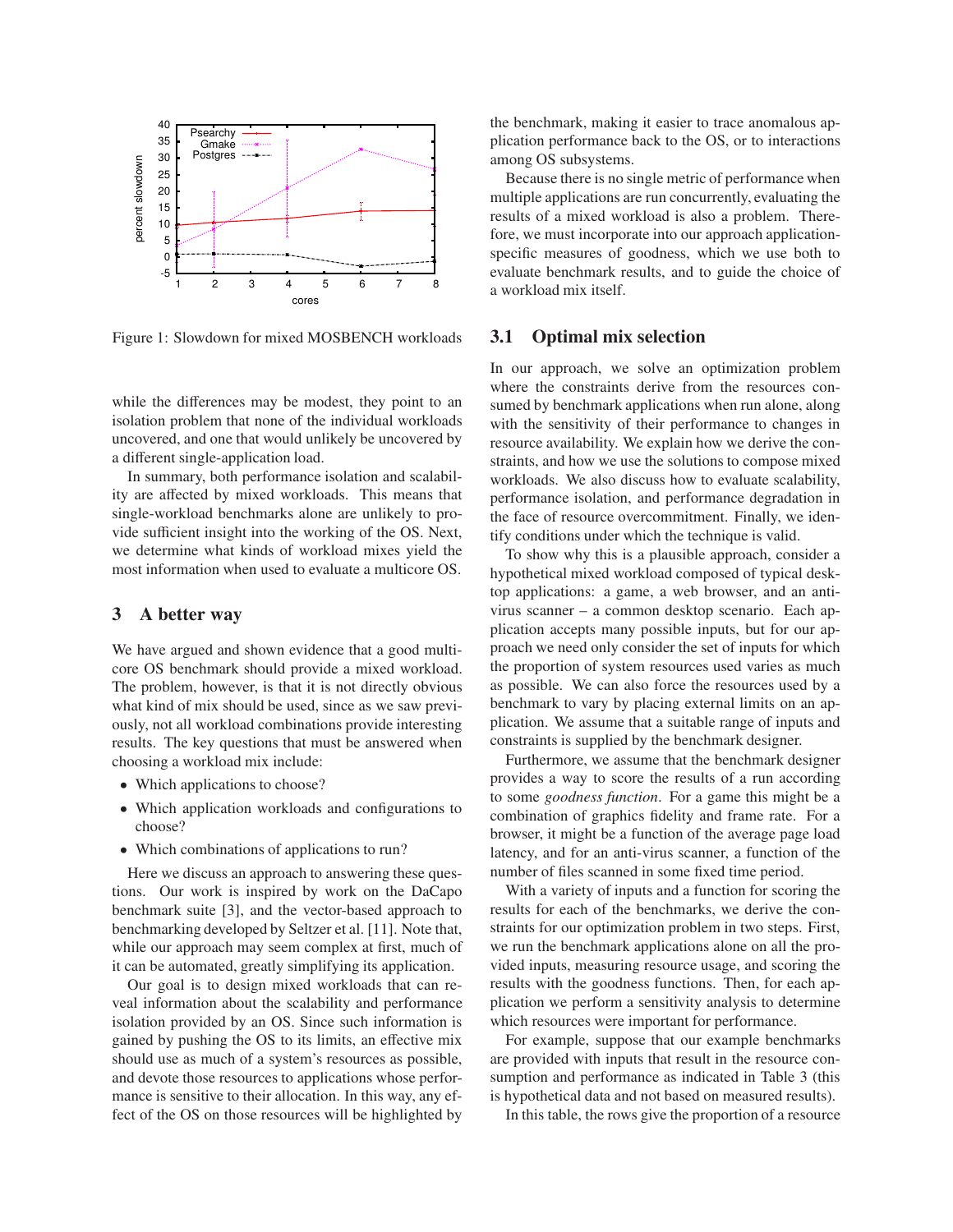Figure 1: Slowdown for mixed MOSBENCH workloads

while the differences may be modest, they point to an isolation problem that none of the individual workloads uncovered, and one that would unlikely be uncovered by a different single-application load.

In summary, both performance isolation and scalability are affected by mixed workloads. This means that single-workload benchmarks alone are unlikely to provide sufficient insight into the working of the OS. Next, we determine what kinds of workload mixes yield the most information when used to evaluate a multicore OS.

## 3 A better way

We have argued and shown evidence that a good multicore OS benchmark should provide a mixed workload. The problem, however, is that it is not directly obvious what kind of mix should be used, since as we saw previously, not all workload combinations provide interesting results. The key questions that must be answered when choosing a workload mix include:

- Which applications to choose?
- Which application workloads and configurations to choose?
- Which combinations of applications to run?

Here we discuss an approach to answering these questions. Our work is inspired by work on the DaCapo benchmark suite [3], and the vector-based approach to benchmarking developed by Seltzer et al. [11]. Note that, while our approach may seem complex at first, much of it can be automated, greatly simplifying its application.

Our goal is to design mixed workloads that can reveal information about the scalability and performance isolation provided by an OS. Since such information is gained by pushing the OS to its limits, an effective mix should use as much of a system's resources as possible, and devote those resources to applications whose performance is sensitive to their allocation. In this way, any effect of the OS on those resources will be highlighted by the benchmark, making it easier to trace anomalous application performance back to the OS, or to interactions among OS subsystems.

Because there is no single metric of performance when multiple applications are run concurrently, evaluating the results of a mixed workload is also a problem. Therefore, we must incorporate into our approach application-specific measures of goodness, which we use both to evaluate benchmark results, and to guide the choice of a workload mix itself.

### 3.1 Optimal mix selection

In our approach, we solve an optimization problem where the constraints derive from the resources consumed by benchmark applications when run alone, along with the sensitivity of their performance to changes in resource availability. We explain how we derive the constraints, and how we use the solutions to compose mixed workloads. We also discuss how to evaluate scalability, performance isolation, and performance degradation in the face of resource overcommitment. Finally, we identify conditions under which the technique is valid.

To show why this is a plausible approach, consider a hypothetical mixed workload composed of typical desktop applications: a game, a web browser, and an antivirus scanner – a common desktop scenario. Each application accepts many possible inputs, but for our approach we need only consider the set of inputs for which the proportion of system resources used varies as much as possible. We can also force the resources used by a benchmark to vary by placing external limits on an application. We assume that a suitable range of inputs and constraints is supplied by the benchmark designer.

Furthermore, we assume that the benchmark designer provides a way to score the results of a run according to some *goodness function*. For a game this might be a combination of graphics fidelity and frame rate. For a browser, it might be a function of the average page load latency, and for an anti-virus scanner, a function of the number of files scanned in some fixed time period.

With a variety of inputs and a function for scoring the results for each of the benchmarks, we derive the constraints for our optimization problem in two steps. First, we run the benchmark applications alone on all the provided inputs, measuring resource usage, and scoring the results with the goodness functions. Then, for each application we perform a sensitivity analysis to determine which resources were important for performance.

For example, suppose that our example benchmarks are provided with inputs that result in the resource consumption and performance as indicated in Table 3 (this is hypothetical data and not based on measured results).

In this table, the rows give the proportion of a resource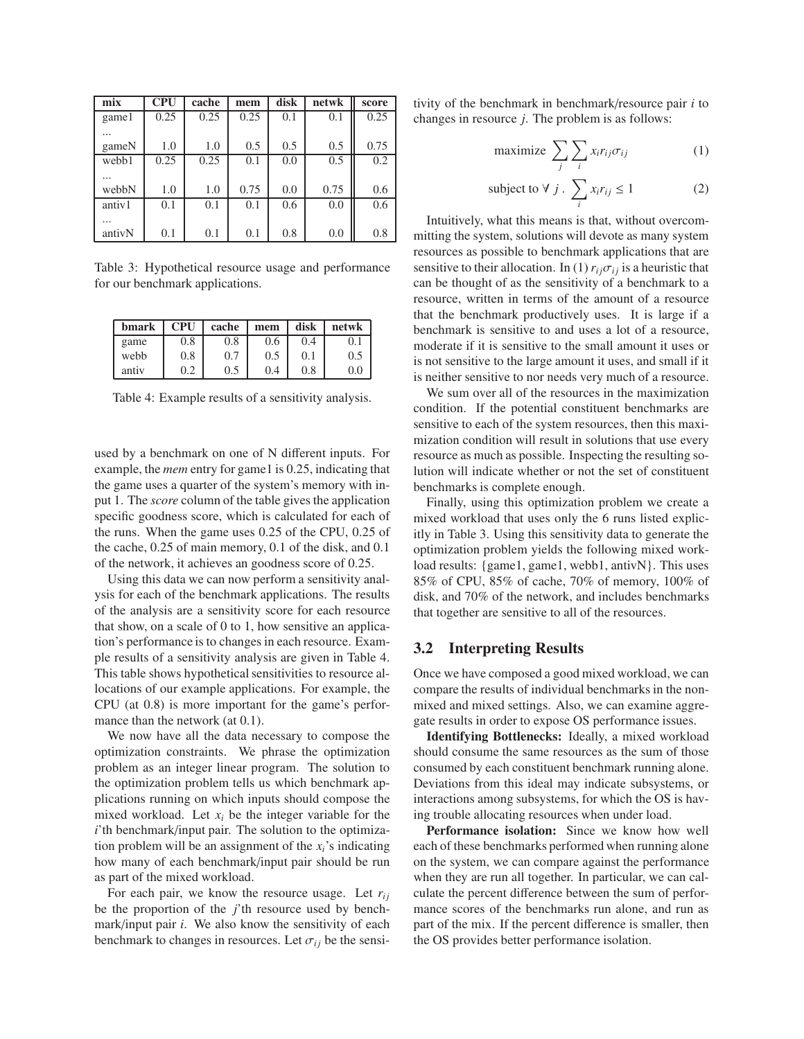| mix | CPU | cache | mem | disk | netwk | score |
|---|---|---|---|---|---|---|
| game1 | 0.25 | 0.25 | 0.25 | 0.1 | 0.1 | 0.25 |
| ... | | | | | | |
| gameN | 1.0 | 1.0 | 0.5 | 0.5 | 0.5 | 0.75 |
| webb1 | 0.25 | 0.25 | 0.1 | 0.0 | 0.5 | 0.2 |
| ... | | | | | | |
| webbN | 1.0 | 1.0 | 0.75 | 0.0 | 0.75 | 0.6 |
| antiv1 | 0.1 | 0.1 | 0.1 | 0.6 | 0.0 | 0.6 |
| ... | | | | | | |
| antivN | 0.1 | 0.1 | 0.1 | 0.8 | 0.0 | 0.8 |

Table 3: Hypothetical resource usage and performance for our benchmark applications.

| bmark | CPU | cache | mem | disk | netwk |
|---|---|---|---|---|---|
| game | 0.8 | 0.8 | 0.6 | 0.4 | 0.1 |
| webb | 0.8 | 0.7 | 0.5 | 0.1 | 0.5 |
| antiv | 0.2 | 0.5 | 0.4 | 0.8 | 0.0 |

Table 4: Example results of a sensitivity analysis.

used by a benchmark on one of N different inputs. For example, the *mem* entry for game1 is 0.25, indicating that the game uses a quarter of the system's memory with input 1. The *score* column of the table gives the application specific goodness score, which is calculated for each of the runs. When the game uses 0.25 of the CPU, 0.25 of the cache, 0.25 of main memory, 0.1 of the disk, and 0.1 of the network, it achieves an goodness score of 0.25.

Using this data we can now perform a sensitivity analysis for each of the benchmark applications. The results of the analysis are a sensitivity score for each resource that show, on a scale of 0 to 1, how sensitive an application's performance is to changes in each resource. Example results of a sensitivity analysis are given in Table 4. This table shows hypothetical sensitivities to resource allocations of our example applications. For example, the CPU (at 0.8) is more important for the game's performance than the network (at 0.1).

We now have all the data necessary to compose the optimization constraints. We phrase the optimization problem as an integer linear program. The solution to the optimization problem tells us which benchmark applications running on which inputs should compose the mixed workload. Let $x_i$ be the integer variable for the $i$'th benchmark/input pair. The solution to the optimization problem will be an assignment of the $x_i$'s indicating how many of each benchmark/input pair should be run as part of the mixed workload.

For each pair, we know the resource usage. Let $r_{ij}$ be the proportion of the $j$'th resource used by benchmark/input pair $i$. We also know the sensitivity of each benchmark to changes in resources. Let $\sigma_{ij}$ be the sensitivity of the benchmark in benchmark/resource pair $i$ to changes in resource $j$. The problem is as follows:

$$\text{maximize } \sum_j \sum_i x_i r_{ij} \sigma_{ij} \quad (1)$$

$$\text{subject to } \forall\ j\ .\ \sum_i x_i r_{ij} \leq 1 \quad (2)$$

Intuitively, what this means is that, without overcommitting the system, solutions will devote as many system resources as possible to benchmark applications that are sensitive to their allocation. In (1) $r_{ij}\sigma_{ij}$ is a heuristic that can be thought of as the sensitivity of a benchmark to a resource, written in terms of the amount of a resource that the benchmark productively uses. It is large if a benchmark is sensitive to and uses a lot of a resource, moderate if it is sensitive to the small amount it uses or is not sensitive to the large amount it uses, and small if it is neither sensitive to nor needs very much of a resource.

We sum over all of the resources in the maximization condition. If the potential constituent benchmarks are sensitive to each of the system resources, then this maximization condition will result in solutions that use every resource as much as possible. Inspecting the resulting solution will indicate whether or not the set of constituent benchmarks is complete enough.

Finally, using this optimization problem we create a mixed workload that uses only the 6 runs listed explicitly in Table 3. Using this sensitivity data to generate the optimization problem yields the following mixed workload results: {game1, game1, webb1, antivN}. This uses 85% of CPU, 85% of cache, 70% of memory, 100% of disk, and 70% of the network, and includes benchmarks that together are sensitive to all of the resources.

## 3.2 Interpreting Results

Once we have composed a good mixed workload, we can compare the results of individual benchmarks in the non-mixed and mixed settings. Also, we can examine aggregate results in order to expose OS performance issues.

**Identifying Bottlenecks:** Ideally, a mixed workload should consume the same resources as the sum of those consumed by each constituent benchmark running alone. Deviations from this ideal may indicate subsystems, or interactions among subsystems, for which the OS is having trouble allocating resources when under load.

**Performance isolation:** Since we know how well each of these benchmarks performed when running alone on the system, we can compare against the performance when they are run all together. In particular, we can calculate the percent difference between the sum of performance scores of the benchmarks run alone, and run as part of the mix. If the percent difference is smaller, then the OS provides better performance isolation.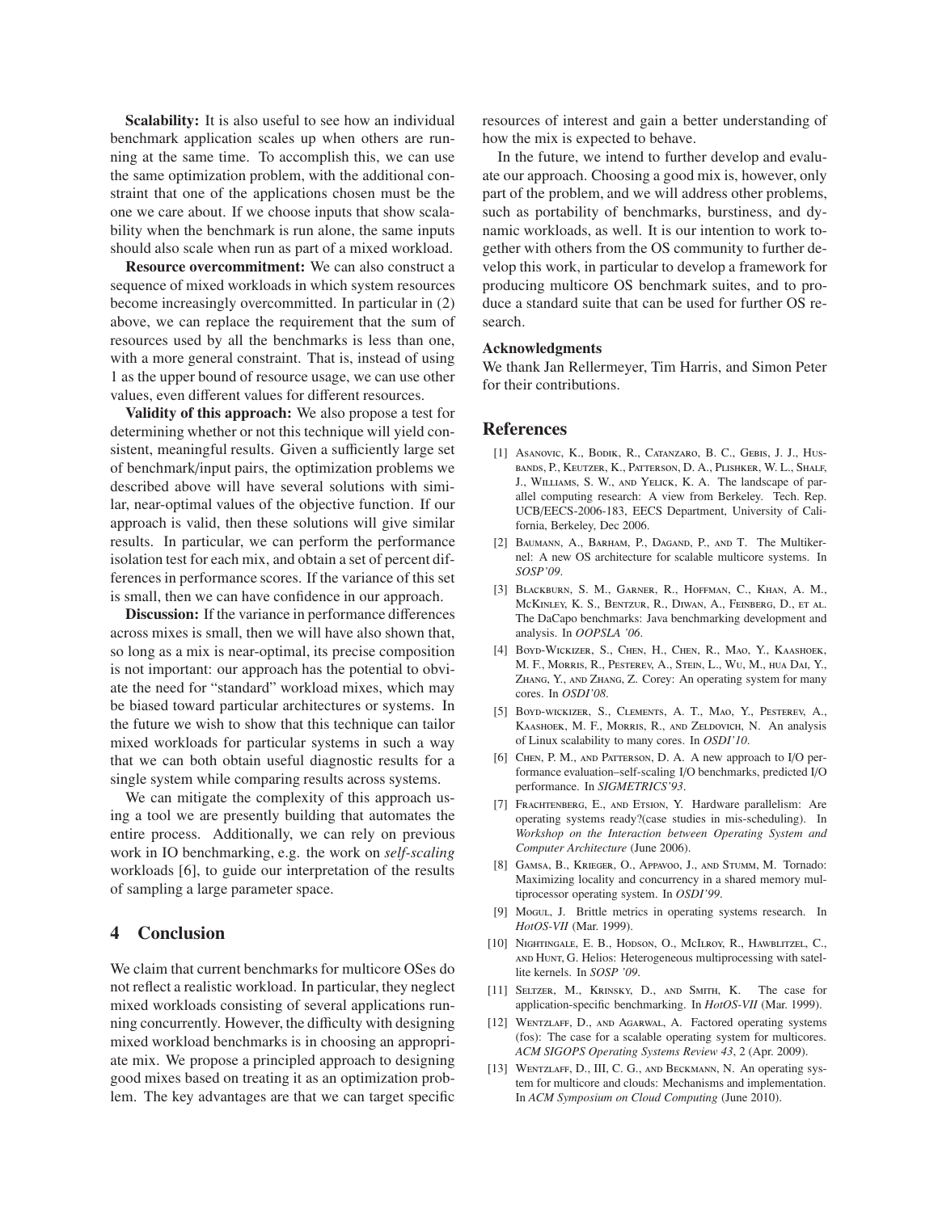**Scalability:** It is also useful to see how an individual benchmark application scales up when others are running at the same time. To accomplish this, we can use the same optimization problem, with the additional constraint that one of the applications chosen must be the one we care about. If we choose inputs that show scalability when the benchmark is run alone, the same inputs should also scale when run as part of a mixed workload.

**Resource overcommitment:** We can also construct a sequence of mixed workloads in which system resources become increasingly overcommitted. In particular in (2) above, we can replace the requirement that the sum of resources used by all the benchmarks is less than one, with a more general constraint. That is, instead of using 1 as the upper bound of resource usage, we can use other values, even different values for different resources.

**Validity of this approach:** We also propose a test for determining whether or not this technique will yield consistent, meaningful results. Given a sufficiently large set of benchmark/input pairs, the optimization problems we described above will have several solutions with similar, near-optimal values of the objective function. If our approach is valid, then these solutions will give similar results. In particular, we can perform the performance isolation test for each mix, and obtain a set of percent differences in performance scores. If the variance of this set is small, then we can have confidence in our approach.

**Discussion:** If the variance in performance differences across mixes is small, then we will have also shown that, so long as a mix is near-optimal, its precise composition is not important: our approach has the potential to obviate the need for "standard" workload mixes, which may be biased toward particular architectures or systems. In the future we wish to show that this technique can tailor mixed workloads for particular systems in such a way that we can both obtain useful diagnostic results for a single system while comparing results across systems.

We can mitigate the complexity of this approach using a tool we are presently building that automates the entire process. Additionally, we can rely on previous work in IO benchmarking, e.g. the work on *self-scaling* workloads [6], to guide our interpretation of the results of sampling a large parameter space.

## 4 Conclusion

We claim that current benchmarks for multicore OSes do not reflect a realistic workload. In particular, they neglect mixed workloads consisting of several applications running concurrently. However, the difficulty with designing mixed workload benchmarks is in choosing an appropriate mix. We propose a principled approach to designing good mixes based on treating it as an optimization problem. The key advantages are that we can target specific resources of interest and gain a better understanding of how the mix is expected to behave.

In the future, we intend to further develop and evaluate our approach. Choosing a good mix is, however, only part of the problem, and we will address other problems, such as portability of benchmarks, burstiness, and dynamic workloads, as well. It is our intention to work together with others from the OS community to further develop this work, in particular to develop a framework for producing multicore OS benchmark suites, and to produce a standard suite that can be used for further OS research.

### Acknowledgments

We thank Jan Rellermeyer, Tim Harris, and Simon Peter for their contributions.

## References

[1] Asanovic, K., Bodik, R., Catanzaro, B. C., Gebis, J. J., Husbands, P., Keutzer, K., Patterson, D. A., Plishker, W. L., Shalf, J., Williams, S. W., and Yelick, K. A. The landscape of parallel computing research: A view from Berkeley. Tech. Rep. UCB/EECS-2006-183, EECS Department, University of California, Berkeley, Dec 2006.

[2] Baumann, A., Barham, P., Dagand, P., and T. The Multikernel: A new OS architecture for scalable multicore systems. In *SOSP'09*.

[3] Blackburn, S. M., Garner, R., Hoffman, C., Khan, A. M., McKinley, K. S., Bentzur, R., Diwan, A., Feinberg, D., et al. The DaCapo benchmarks: Java benchmarking development and analysis. In *OOPSLA '06*.

[4] Boyd-Wickizer, S., Chen, H., Chen, R., Mao, Y., Kaashoek, M. F., Morris, R., Pesterev, A., Stein, L., Wu, M., hua Dai, Y., Zhang, Y., and Zhang, Z. Corey: An operating system for many cores. In *OSDI'08*.

[5] Boyd-wickizer, S., Clements, A. T., Mao, Y., Pesterev, A., Kaashoek, M. F., Morris, R., and Zeldovich, N. An analysis of Linux scalability to many cores. In *OSDI'10*.

[6] Chen, P. M., and Patterson, D. A. A new approach to I/O performance evaluation–self-scaling I/O benchmarks, predicted I/O performance. In *SIGMETRICS'93*.

[7] Frachtenberg, E., and Etsion, Y. Hardware parallelism: Are operating systems ready?(case studies in mis-scheduling). In *Workshop on the Interaction between Operating System and Computer Architecture* (June 2006).

[8] Gamsa, B., Krieger, O., Appavoo, J., and Stumm, M. Tornado: Maximizing locality and concurrency in a shared memory multiprocessor operating system. In *OSDI'99*.

[9] Mogul, J. Brittle metrics in operating systems research. In *HotOS-VII* (Mar. 1999).

[10] Nightingale, E. B., Hodson, O., McIlroy, R., Hawblitzel, C., and Hunt, G. Helios: Heterogeneous multiprocessing with satellite kernels. In *SOSP '09*.

[11] Seltzer, M., Krinsky, D., and Smith, K. The case for application-specific benchmarking. In *HotOS-VII* (Mar. 1999).

[12] Wentzlaff, D., and Agarwal, A. Factored operating systems (fos): The case for a scalable operating system for multicores. *ACM SIGOPS Operating Systems Review 43*, 2 (Apr. 2009).

[13] Wentzlaff, D., III, C. G., and Beckmann, N. An operating system for multicore and clouds: Mechanisms and implementation. In *ACM Symposium on Cloud Computing* (June 2010).